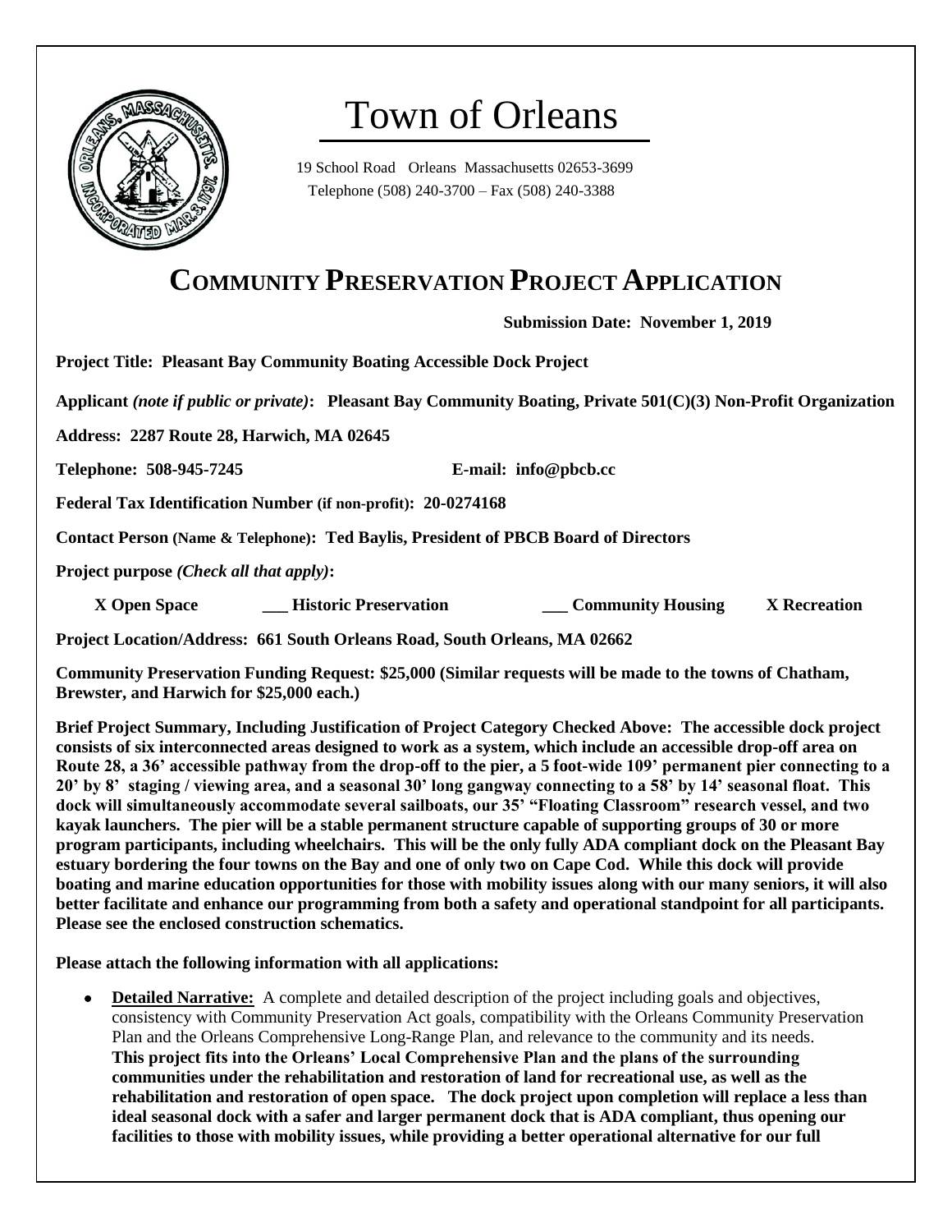# Town of Orleans

19 School Road Orleans Massachusetts 02653-3699
Telephone (508) 240-3700 – Fax (508) 240-3388

# COMMUNITY PRESERVATION PROJECT APPLICATION

**Submission Date: November 1, 2019**

**Project Title: Pleasant Bay Community Boating Accessible Dock Project**

**Applicant** *(note if public or private)*: **Pleasant Bay Community Boating, Private 501(C)(3) Non-Profit Organization**

**Address: 2287 Route 28, Harwich, MA 02645**

**Telephone: 508-945-7245** **E-mail: info@pbcb.cc**

**Federal Tax Identification Number (if non-profit): 20-0274168**

**Contact Person (Name & Telephone): Ted Baylis, President of PBCB Board of Directors**

**Project purpose** *(Check all that apply)*:

**X Open Space** **___ Historic Preservation** **___ Community Housing** **X Recreation**

**Project Location/Address: 661 South Orleans Road, South Orleans, MA 02662**

**Community Preservation Funding Request: $25,000 (Similar requests will be made to the towns of Chatham, Brewster, and Harwich for $25,000 each.)**

**Brief Project Summary, Including Justification of Project Category Checked Above: The accessible dock project consists of six interconnected areas designed to work as a system, which include an accessible drop-off area on Route 28, a 36' accessible pathway from the drop-off to the pier, a 5 foot-wide 109' permanent pier connecting to a 20' by 8' staging / viewing area, and a seasonal 30' long gangway connecting to a 58' by 14' seasonal float. This dock will simultaneously accommodate several sailboats, our 35' "Floating Classroom" research vessel, and two kayak launchers. The pier will be a stable permanent structure capable of supporting groups of 30 or more program participants, including wheelchairs. This will be the only fully ADA compliant dock on the Pleasant Bay estuary bordering the four towns on the Bay and one of only two on Cape Cod. While this dock will provide boating and marine education opportunities for those with mobility issues along with our many seniors, it will also better facilitate and enhance our programming from both a safety and operational standpoint for all participants. Please see the enclosed construction schematics.**

**Please attach the following information with all applications:**

- **Detailed Narrative:** A complete and detailed description of the project including goals and objectives, consistency with Community Preservation Act goals, compatibility with the Orleans Community Preservation Plan and the Orleans Comprehensive Long-Range Plan, and relevance to the community and its needs. **This project fits into the Orleans' Local Comprehensive Plan and the plans of the surrounding communities under the rehabilitation and restoration of land for recreational use, as well as the rehabilitation and restoration of open space. The dock project upon completion will replace a less than ideal seasonal dock with a safer and larger permanent dock that is ADA compliant, thus opening our facilities to those with mobility issues, while providing a better operational alternative for our full**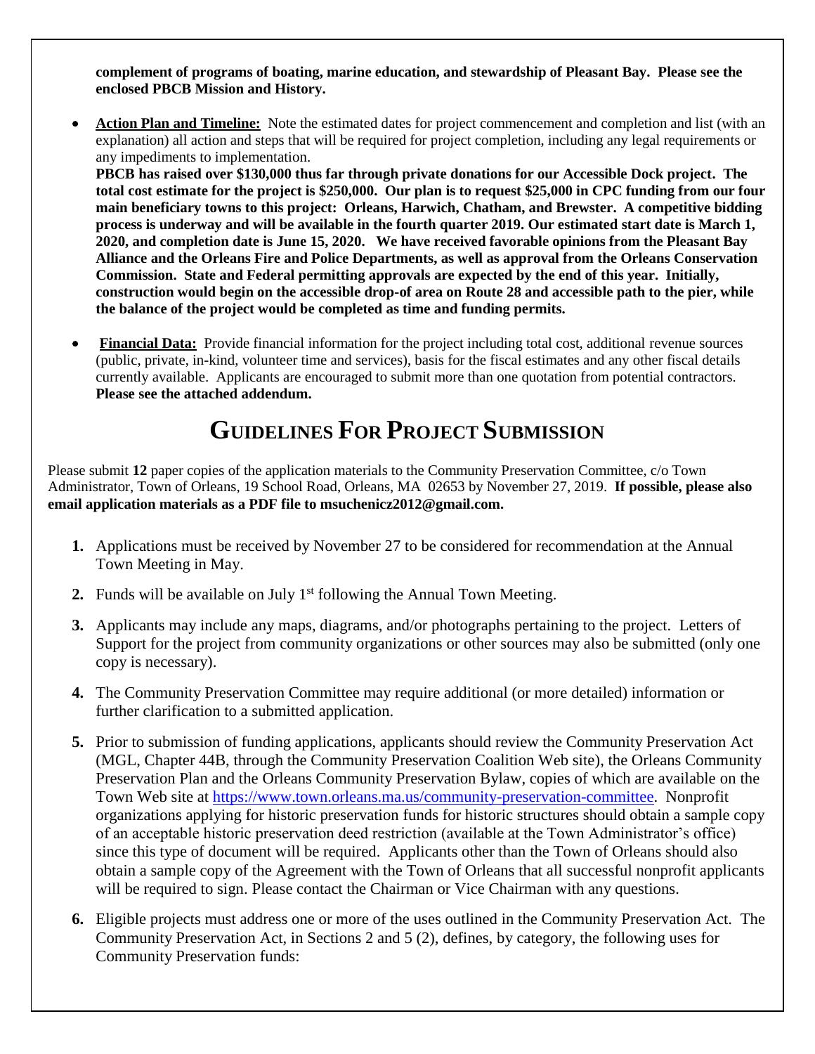**complement of programs of boating, marine education, and stewardship of Pleasant Bay. Please see the enclosed PBCB Mission and History.**

- **Action Plan and Timeline:** Note the estimated dates for project commencement and completion and list (with an explanation) all action and steps that will be required for project completion, including any legal requirements or any impediments to implementation.
  **PBCB has raised over $130,000 thus far through private donations for our Accessible Dock project. The total cost estimate for the project is $250,000. Our plan is to request $25,000 in CPC funding from our four main beneficiary towns to this project: Orleans, Harwich, Chatham, and Brewster. A competitive bidding process is underway and will be available in the fourth quarter 2019. Our estimated start date is March 1, 2020, and completion date is June 15, 2020. We have received favorable opinions from the Pleasant Bay Alliance and the Orleans Fire and Police Departments, as well as approval from the Orleans Conservation Commission. State and Federal permitting approvals are expected by the end of this year. Initially, construction would begin on the accessible drop-of area on Route 28 and accessible path to the pier, while the balance of the project would be completed as time and funding permits.**

- **Financial Data:** Provide financial information for the project including total cost, additional revenue sources (public, private, in-kind, volunteer time and services), basis for the fiscal estimates and any other fiscal details currently available. Applicants are encouraged to submit more than one quotation from potential contractors. **Please see the attached addendum.**

# GUIDELINES FOR PROJECT SUBMISSION

Please submit **12** paper copies of the application materials to the Community Preservation Committee, c/o Town Administrator, Town of Orleans, 19 School Road, Orleans, MA 02653 by November 27, 2019. **If possible, please also email application materials as a PDF file to msuchenicz2012@gmail.com.**

1. Applications must be received by November 27 to be considered for recommendation at the Annual Town Meeting in May.
2. Funds will be available on July 1st following the Annual Town Meeting.
3. Applicants may include any maps, diagrams, and/or photographs pertaining to the project. Letters of Support for the project from community organizations or other sources may also be submitted (only one copy is necessary).
4. The Community Preservation Committee may require additional (or more detailed) information or further clarification to a submitted application.
5. Prior to submission of funding applications, applicants should review the Community Preservation Act (MGL, Chapter 44B, through the Community Preservation Coalition Web site), the Orleans Community Preservation Plan and the Orleans Community Preservation Bylaw, copies of which are available on the Town Web site at https://www.town.orleans.ma.us/community-preservation-committee. Nonprofit organizations applying for historic preservation funds for historic structures should obtain a sample copy of an acceptable historic preservation deed restriction (available at the Town Administrator's office) since this type of document will be required. Applicants other than the Town of Orleans should also obtain a sample copy of the Agreement with the Town of Orleans that all successful nonprofit applicants will be required to sign. Please contact the Chairman or Vice Chairman with any questions.
6. Eligible projects must address one or more of the uses outlined in the Community Preservation Act. The Community Preservation Act, in Sections 2 and 5 (2), defines, by category, the following uses for Community Preservation funds: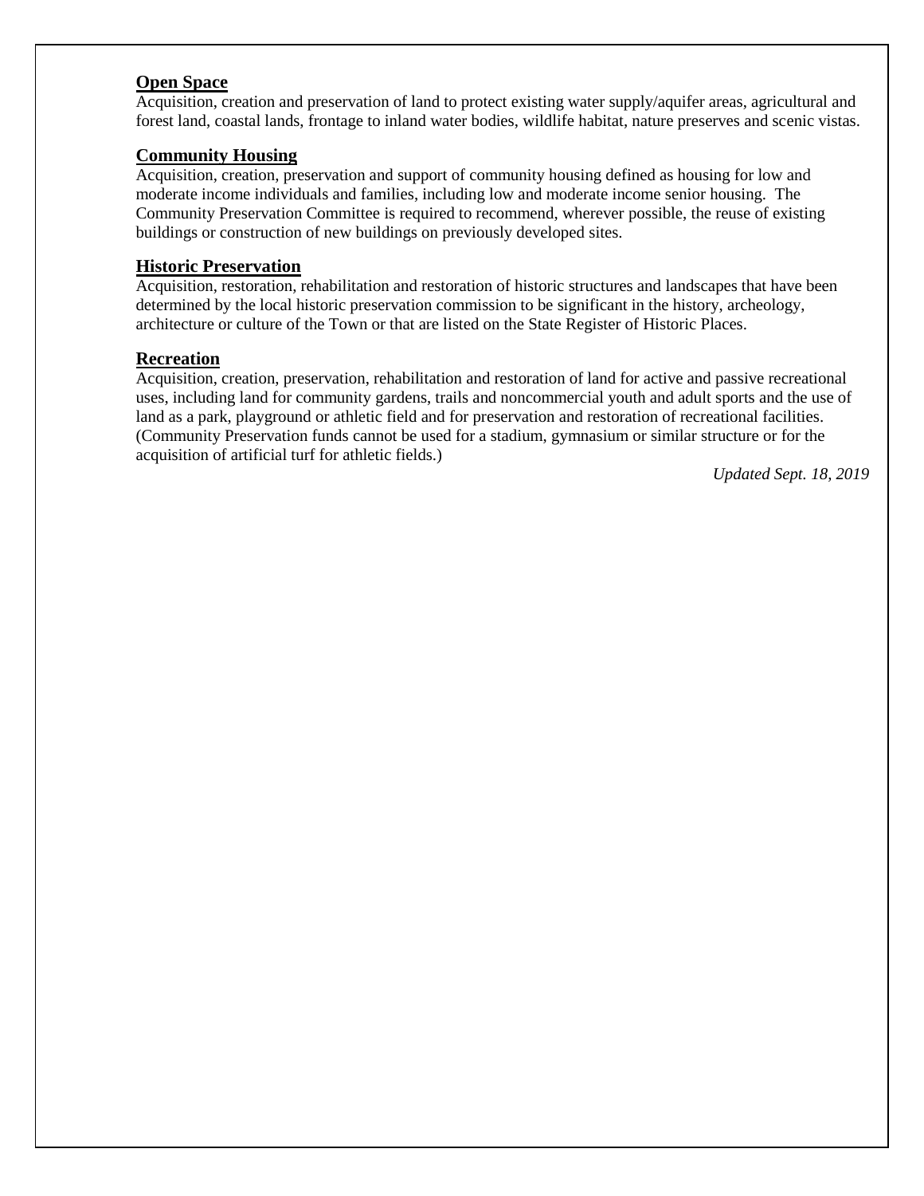**Open Space**

Acquisition, creation and preservation of land to protect existing water supply/aquifer areas, agricultural and forest land, coastal lands, frontage to inland water bodies, wildlife habitat, nature preserves and scenic vistas.

**Community Housing**

Acquisition, creation, preservation and support of community housing defined as housing for low and moderate income individuals and families, including low and moderate income senior housing. The Community Preservation Committee is required to recommend, wherever possible, the reuse of existing buildings or construction of new buildings on previously developed sites.

**Historic Preservation**

Acquisition, restoration, rehabilitation and restoration of historic structures and landscapes that have been determined by the local historic preservation commission to be significant in the history, archeology, architecture or culture of the Town or that are listed on the State Register of Historic Places.

**Recreation**

Acquisition, creation, preservation, rehabilitation and restoration of land for active and passive recreational uses, including land for community gardens, trails and noncommercial youth and adult sports and the use of land as a park, playground or athletic field and for preservation and restoration of recreational facilities. (Community Preservation funds cannot be used for a stadium, gymnasium or similar structure or for the acquisition of artificial turf for athletic fields.)

*Updated Sept. 18, 2019*